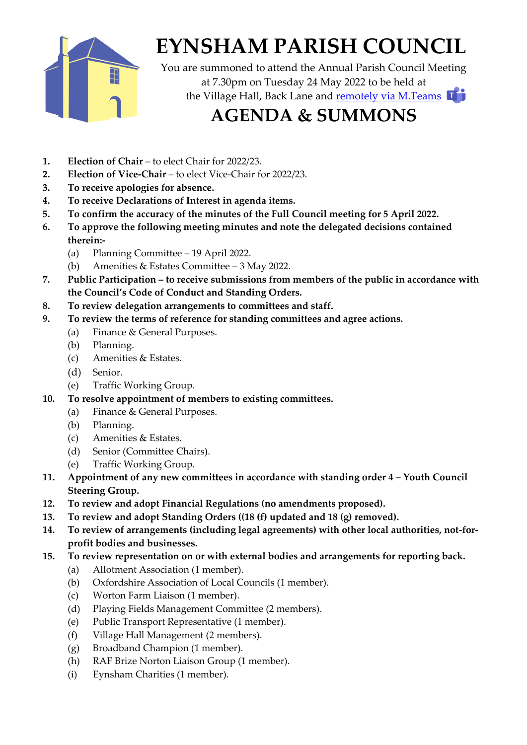# EYNSHAM PARISH COUNCIL

You are summoned to attend the Annual Parish Council Meeting at 7.30pm on Tuesday 24 May 2022 to be held at the Village Hall, Back Lane and remotely via M.Teams

# AGENDA & SUMMONS

1. **Election of Chair** – to elect Chair for 2022/23.
2. **Election of Vice-Chair** – to elect Vice-Chair for 2022/23.
3. **To receive apologies for absence.**
4. **To receive Declarations of Interest in agenda items.**
5. **To confirm the accuracy of the minutes of the Full Council meeting for 5 April 2022.**
6. **To approve the following meeting minutes and note the delegated decisions contained therein:-**
   - (a) Planning Committee – 19 April 2022.
   - (b) Amenities & Estates Committee – 3 May 2022.
7. **Public Participation – to receive submissions from members of the public in accordance with the Council's Code of Conduct and Standing Orders.**
8. **To review delegation arrangements to committees and staff.**
9. **To review the terms of reference for standing committees and agree actions.**
   - (a) Finance & General Purposes.
   - (b) Planning.
   - (c) Amenities & Estates.
   - (d) Senior.
   - (e) Traffic Working Group.
10. **To resolve appointment of members to existing committees.**
    - (a) Finance & General Purposes.
    - (b) Planning.
    - (c) Amenities & Estates.
    - (d) Senior (Committee Chairs).
    - (e) Traffic Working Group.
11. **Appointment of any new committees in accordance with standing order 4 – Youth Council Steering Group.**
12. **To review and adopt Financial Regulations (no amendments proposed).**
13. **To review and adopt Standing Orders ((18 (f) updated and 18 (g) removed).**
14. **To review of arrangements (including legal agreements) with other local authorities, not-for-profit bodies and businesses.**
15. **To review representation on or with external bodies and arrangements for reporting back.**
    - (a) Allotment Association (1 member).
    - (b) Oxfordshire Association of Local Councils (1 member).
    - (c) Worton Farm Liaison (1 member).
    - (d) Playing Fields Management Committee (2 members).
    - (e) Public Transport Representative (1 member).
    - (f) Village Hall Management (2 members).
    - (g) Broadband Champion (1 member).
    - (h) RAF Brize Norton Liaison Group (1 member).
    - (i) Eynsham Charities (1 member).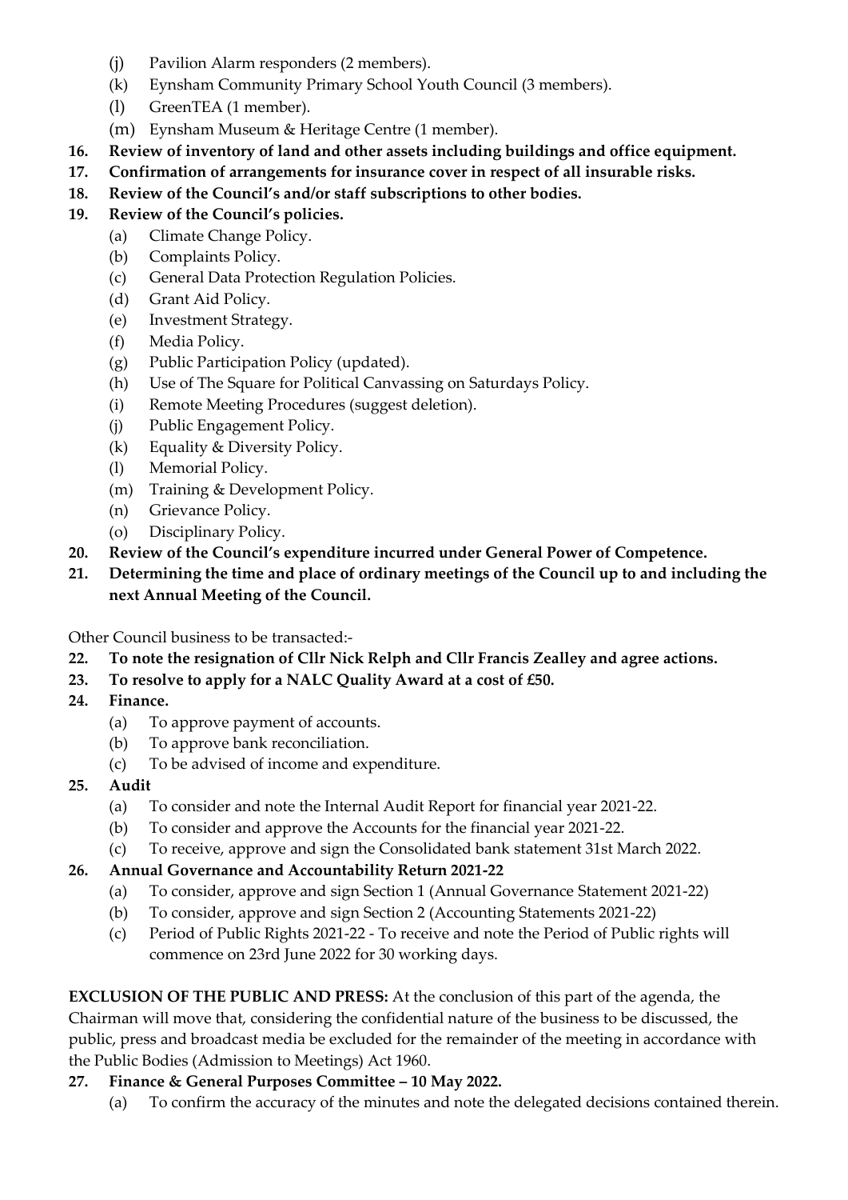(j) Pavilion Alarm responders (2 members).
(k) Eynsham Community Primary School Youth Council (3 members).
(l) GreenTEA (1 member).
(m) Eynsham Museum & Heritage Centre (1 member).

**16. Review of inventory of land and other assets including buildings and office equipment.**

**17. Confirmation of arrangements for insurance cover in respect of all insurable risks.**

**18. Review of the Council's and/or staff subscriptions to other bodies.**

**19. Review of the Council's policies.**

(a) Climate Change Policy.
(b) Complaints Policy.
(c) General Data Protection Regulation Policies.
(d) Grant Aid Policy.
(e) Investment Strategy.
(f) Media Policy.
(g) Public Participation Policy (updated).
(h) Use of The Square for Political Canvassing on Saturdays Policy.
(i) Remote Meeting Procedures (suggest deletion).
(j) Public Engagement Policy.
(k) Equality & Diversity Policy.
(l) Memorial Policy.
(m) Training & Development Policy.
(n) Grievance Policy.
(o) Disciplinary Policy.

**20. Review of the Council's expenditure incurred under General Power of Competence.**

**21. Determining the time and place of ordinary meetings of the Council up to and including the next Annual Meeting of the Council.**

Other Council business to be transacted:-

**22. To note the resignation of Cllr Nick Relph and Cllr Francis Zealley and agree actions.**

**23. To resolve to apply for a NALC Quality Award at a cost of £50.**

**24. Finance.**

(a) To approve payment of accounts.
(b) To approve bank reconciliation.
(c) To be advised of income and expenditure.

**25. Audit**

(a) To consider and note the Internal Audit Report for financial year 2021-22.
(b) To consider and approve the Accounts for the financial year 2021-22.
(c) To receive, approve and sign the Consolidated bank statement 31st March 2022.

**26. Annual Governance and Accountability Return 2021-22**

(a) To consider, approve and sign Section 1 (Annual Governance Statement 2021-22)
(b) To consider, approve and sign Section 2 (Accounting Statements 2021-22)
(c) Period of Public Rights 2021-22 - To receive and note the Period of Public rights will commence on 23rd June 2022 for 30 working days.

**EXCLUSION OF THE PUBLIC AND PRESS:** At the conclusion of this part of the agenda, the Chairman will move that, considering the confidential nature of the business to be discussed, the public, press and broadcast media be excluded for the remainder of the meeting in accordance with the Public Bodies (Admission to Meetings) Act 1960.

**27. Finance & General Purposes Committee – 10 May 2022.**

(a) To confirm the accuracy of the minutes and note the delegated decisions contained therein.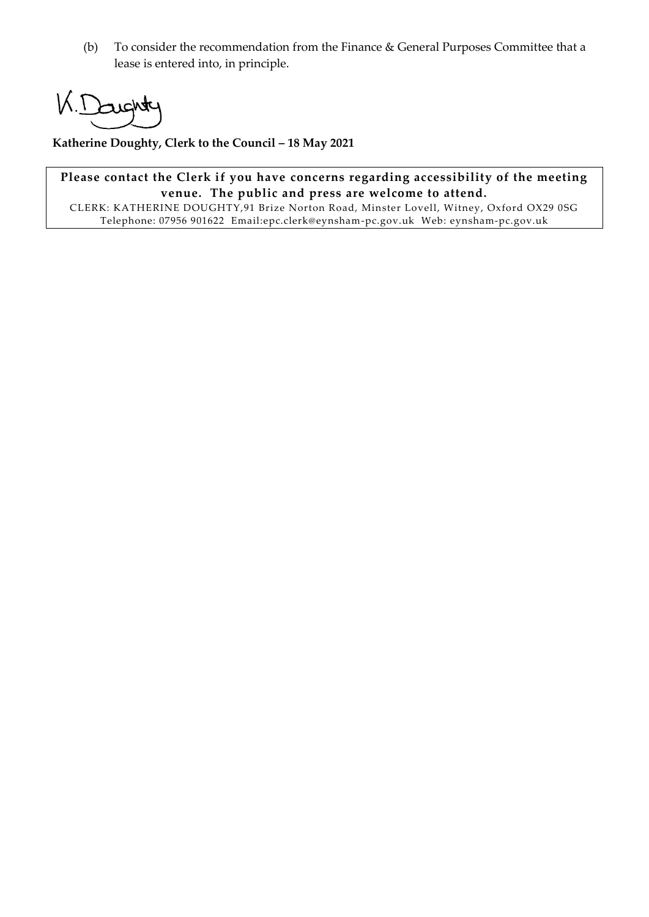(b) To consider the recommendation from the Finance & General Purposes Committee that a lease is entered into, in principle.

K. Doughty

**Katherine Doughty, Clerk to the Council – 18 May 2021**

**Please contact the Clerk if you have concerns regarding accessibility of the meeting venue. The public and press are welcome to attend.**

CLERK: KATHERINE DOUGHTY,91 Brize Norton Road, Minster Lovell, Witney, Oxford OX29 0SG
Telephone: 07956 901622 Email:epc.clerk@eynsham-pc.gov.uk Web: eynsham-pc.gov.uk